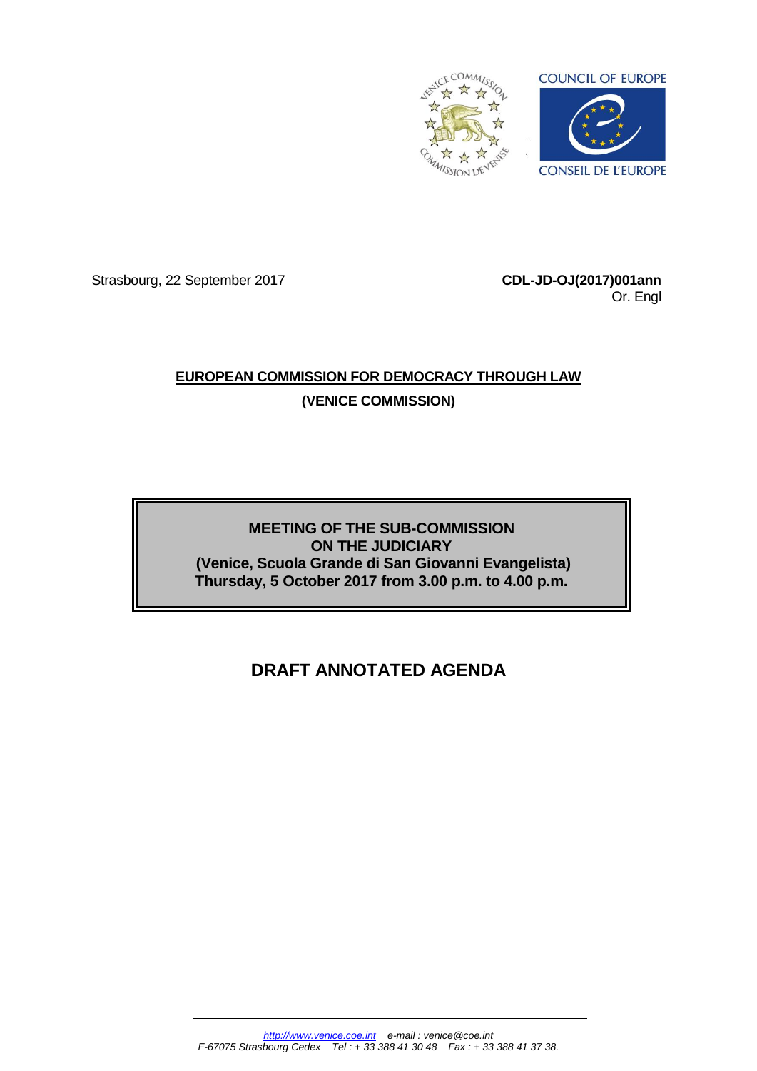Strasbourg, 22 September 2017

**CDL-JD-OJ(2017)001ann**
Or. Engl

**EUROPEAN COMMISSION FOR DEMOCRACY THROUGH LAW**

**(VENICE COMMISSION)**

**MEETING OF THE SUB-COMMISSION ON THE JUDICIARY**
**(Venice, Scuola Grande di San Giovanni Evangelista)**
**Thursday, 5 October 2017 from 3.00 p.m. to 4.00 p.m.**

# DRAFT ANNOTATED AGENDA

*http://www.venice.coe.int e-mail : venice@coe.int*
*F-67075 Strasbourg Cedex Tel : + 33 388 41 30 48 Fax : + 33 388 41 37 38.*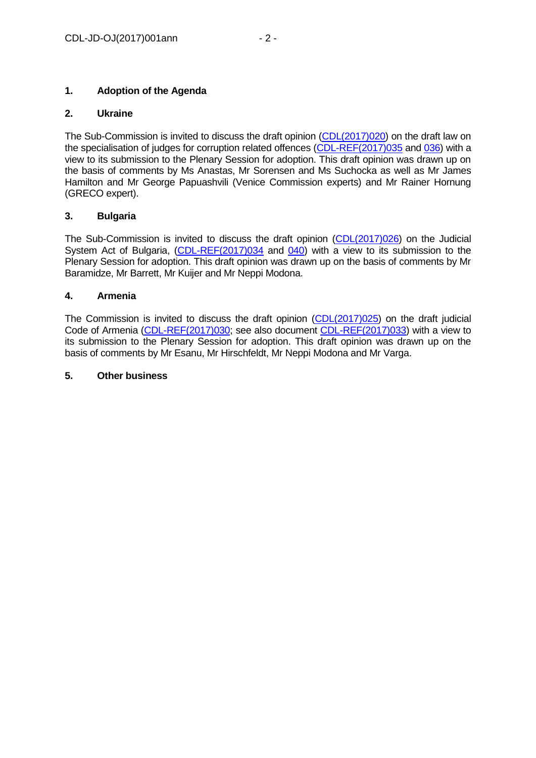## 1. Adoption of the Agenda

## 2. Ukraine

The Sub-Commission is invited to discuss the draft opinion (CDL(2017)020) on the draft law on the specialisation of judges for corruption related offences (CDL-REF(2017)035 and 036) with a view to its submission to the Plenary Session for adoption. This draft opinion was drawn up on the basis of comments by Ms Anastas, Mr Sorensen and Ms Suchocka as well as Mr James Hamilton and Mr George Papuashvili (Venice Commission experts) and Mr Rainer Hornung (GRECO expert).

## 3. Bulgaria

The Sub-Commission is invited to discuss the draft opinion (CDL(2017)026) on the Judicial System Act of Bulgaria, (CDL-REF(2017)034 and 040) with a view to its submission to the Plenary Session for adoption. This draft opinion was drawn up on the basis of comments by Mr Baramidze, Mr Barrett, Mr Kuijer and Mr Neppi Modona.

## 4. Armenia

The Commission is invited to discuss the draft opinion (CDL(2017)025) on the draft judicial Code of Armenia (CDL-REF(2017)030; see also document CDL-REF(2017)033) with a view to its submission to the Plenary Session for adoption. This draft opinion was drawn up on the basis of comments by Mr Esanu, Mr Hirschfeldt, Mr Neppi Modona and Mr Varga.

## 5. Other business